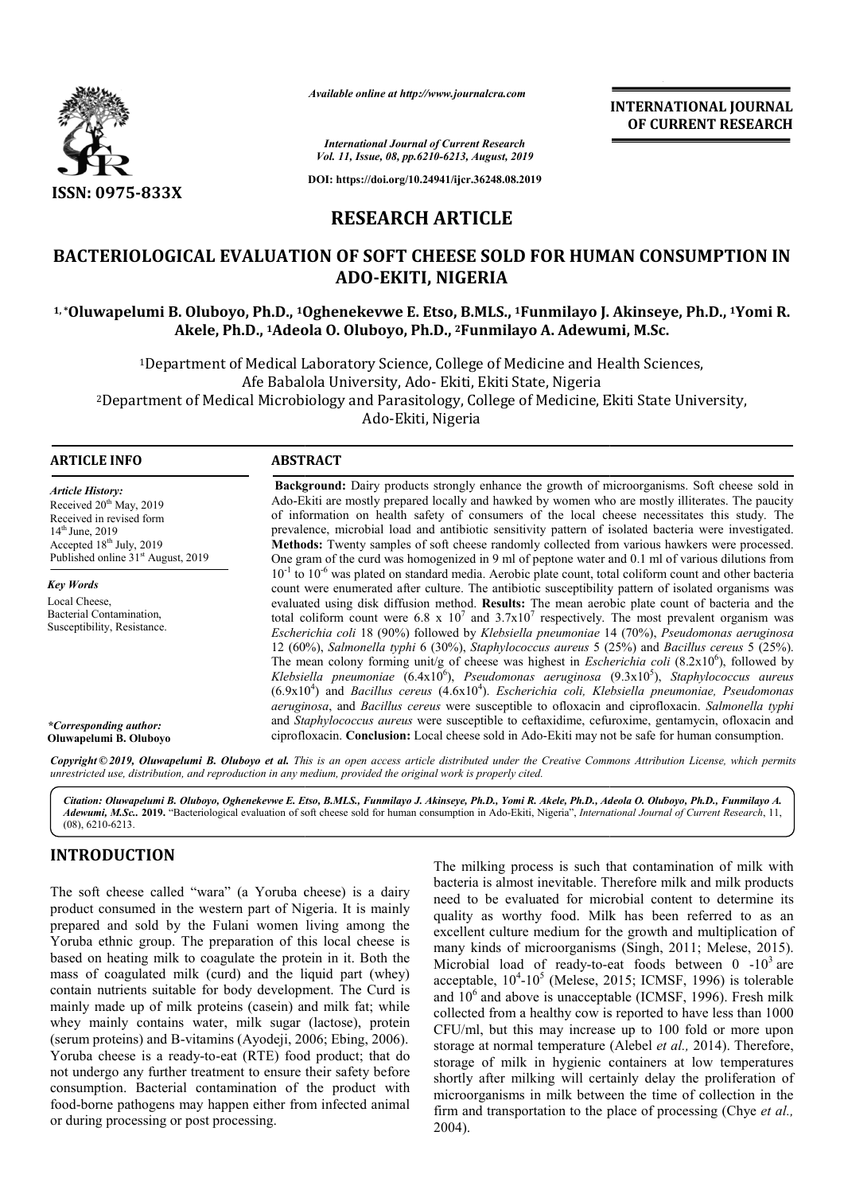*Available online at http://www.journalcra.com*

*International Journal of Current Research*
*Vol. 11, Issue, 08, pp.6210-6213, August, 2019*

**DOI: https://doi.org/10.24941/ijcr.36248.08.2019**

**ISSN: 0975-833X**

**INTERNATIONAL JOURNAL OF CURRENT RESEARCH**

# RESEARCH ARTICLE

# BACTERIOLOGICAL EVALUATION OF SOFT CHEESE SOLD FOR HUMAN CONSUMPTION IN ADO-EKITI, NIGERIA

**[1,*]Oluwapelumi B. Oluboyo, Ph.D., [1]Oghenekevwe E. Etso, B.MLS., [1]Funmilayo J. Akinseye, Ph.D., [1]Yomi R. Akele, Ph.D., [1]Adeola O. Oluboyo, Ph.D., [2]Funmilayo A. Adewumi, M.Sc.**

[1]Department of Medical Laboratory Science, College of Medicine and Health Sciences, Afe Babalola University, Ado- Ekiti, Ekiti State, Nigeria

[2]Department of Medical Microbiology and Parasitology, College of Medicine, Ekiti State University, Ado-Ekiti, Nigeria

## ARTICLE INFO

*Article History:*
Received 20[th] May, 2019
Received in revised form 14[th] June, 2019
Accepted 18[th] July, 2019
Published online 31[st] August, 2019

*Key Words*
Local Cheese,
Bacterial Contamination,
Susceptibility, Resistance.

***Corresponding author:***
**Oluwapelumi B. Oluboyo**

## ABSTRACT

**Background:** Dairy products strongly enhance the growth of microorganisms. Soft cheese sold in Ado-Ekiti are mostly prepared locally and hawked by women who are mostly illiterates. The paucity of information on health safety of consumers of the local cheese necessitates this study. The prevalence, microbial load and antibiotic sensitivity pattern of isolated bacteria were investigated. **Methods:** Twenty samples of soft cheese randomly collected from various hawkers were processed. One gram of the curd was homogenized in 9 ml of peptone water and 0.1 ml of various dilutions from $10^{-1}$ to $10^{-6}$ was plated on standard media. Aerobic plate count, total coliform count and other bacteria count were enumerated after culture. The antibiotic susceptibility pattern of isolated organisms was evaluated using disk diffusion method. **Results:** The mean aerobic plate count of bacteria and the total coliform count were $6.8 \times 10^7$ and $3.7 \times 10^7$ respectively. The most prevalent organism was *Escherichia coli* 18 (90%) followed by *Klebsiella pneumoniae* 14 (70%), *Pseudomonas aeruginosa* 12 (60%), *Salmonella typhi* 6 (30%), *Staphylococcus aureus* 5 (25%) and *Bacillus cereus* 5 (25%). The mean colony forming unit/g of cheese was highest in *Escherichia coli* ($8.2 \times 10^6$), followed by *Klebsiella pneumoniae* ($6.4 \times 10^6$), *Pseudomonas aeruginosa* ($9.3 \times 10^5$), *Staphylococcus aureus* ($6.9 \times 10^4$) and *Bacillus cereus* ($4.6 \times 10^4$). *Escherichia coli, Klebsiella pneumoniae, Pseudomonas aeruginosa*, and *Bacillus cereus* were susceptible to ofloxacin and ciprofloxacin. *Salmonella typhi* and *Staphylococcus aureus* were susceptible to ceftaxidime, cefuroxime, gentamycin, ofloxacin and ciprofloxacin. **Conclusion:** Local cheese sold in Ado-Ekiti may not be safe for human consumption.

*Copyright © 2019, Oluwapelumi B. Oluboyo et al. This is an open access article distributed under the Creative Commons Attribution License, which permits unrestricted use, distribution, and reproduction in any medium, provided the original work is properly cited.*

***Citation:** Oluwapelumi B. Oluboyo, Oghenekevwe E. Etso, B.MLS., Funmilayo J. Akinseye, Ph.D., Yomi R. Akele, Ph.D., Adeola O. Oluboyo, Ph.D., Funmilayo A. Adewumi, M.Sc.* **2019.** "Bacteriological evaluation of soft cheese sold for human consumption in Ado-Ekiti, Nigeria", *International Journal of Current Research*, 11, (08), 6210-6213.

## INTRODUCTION

The soft cheese called "wara" (a Yoruba cheese) is a dairy product consumed in the western part of Nigeria. It is mainly prepared and sold by the Fulani women living among the Yoruba ethnic group. The preparation of this local cheese is based on heating milk to coagulate the protein in it. Both the mass of coagulated milk (curd) and the liquid part (whey) contain nutrients suitable for body development. The Curd is mainly made up of milk proteins (casein) and milk fat; while whey mainly contains water, milk sugar (lactose), protein (serum proteins) and B-vitamins (Ayodeji, 2006; Ebing, 2006). Yoruba cheese is a ready-to-eat (RTE) food product; that do not undergo any further treatment to ensure their safety before consumption. Bacterial contamination of the product with food-borne pathogens may happen either from infected animal or during processing or post processing.

The milking process is such that contamination of milk with bacteria is almost inevitable. Therefore milk and milk products need to be evaluated for microbial content to determine its quality as worthy food. Milk has been referred to as an excellent culture medium for the growth and multiplication of many kinds of microorganisms (Singh, 2011; Melese, 2015). Microbial load of ready-to-eat foods between 0 -$10^3$ are acceptable, $10^4$-$10^5$ (Melese, 2015; ICMSF, 1996) is tolerable and $10^6$ and above is unacceptable (ICMSF, 1996). Fresh milk collected from a healthy cow is reported to have less than 1000 CFU/ml, but this may increase up to 100 fold or more upon storage at normal temperature (Alebel *et al.,* 2014). Therefore, storage of milk in hygienic containers at low temperatures shortly after milking will certainly delay the proliferation of microorganisms in milk between the time of collection in the firm and transportation to the place of processing (Chye *et al.,* 2004).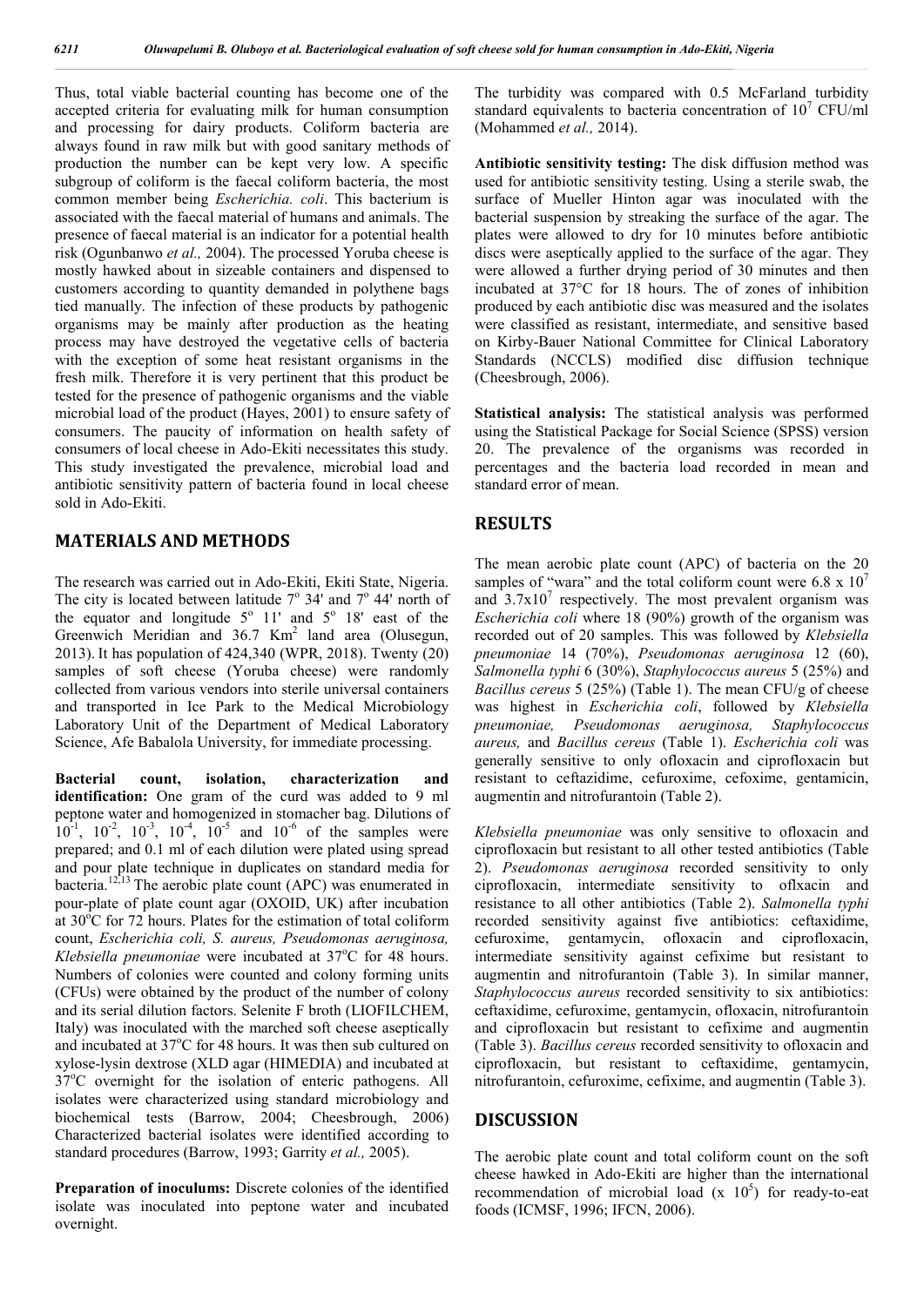Thus, total viable bacterial counting has become one of the accepted criteria for evaluating milk for human consumption and processing for dairy products. Coliform bacteria are always found in raw milk but with good sanitary methods of production the number can be kept very low. A specific subgroup of coliform is the faecal coliform bacteria, the most common member being *Escherichia. coli*. This bacterium is associated with the faecal material of humans and animals. The presence of faecal material is an indicator for a potential health risk (Ogunbanwo *et al.,* 2004). The processed Yoruba cheese is mostly hawked about in sizeable containers and dispensed to customers according to quantity demanded in polythene bags tied manually. The infection of these products by pathogenic organisms may be mainly after production as the heating process may have destroyed the vegetative cells of bacteria with the exception of some heat resistant organisms in the fresh milk. Therefore it is very pertinent that this product be tested for the presence of pathogenic organisms and the viable microbial load of the product (Hayes, 2001) to ensure safety of consumers. The paucity of information on health safety of consumers of local cheese in Ado-Ekiti necessitates this study. This study investigated the prevalence, microbial load and antibiotic sensitivity pattern of bacteria found in local cheese sold in Ado-Ekiti.

## MATERIALS AND METHODS

The research was carried out in Ado-Ekiti, Ekiti State, Nigeria. The city is located between latitude 7° 34' and 7° 44' north of the equator and longitude 5° 11' and 5° 18' east of the Greenwich Meridian and 36.7 $Km^2$ land area (Olusegun, 2013). It has population of 424,340 (WPR, 2018). Twenty (20) samples of soft cheese (Yoruba cheese) were randomly collected from various vendors into sterile universal containers and transported in Ice Park to the Medical Microbiology Laboratory Unit of the Department of Medical Laboratory Science, Afe Babalola University, for immediate processing.

**Bacterial count, isolation, characterization and identification:** One gram of the curd was added to 9 ml peptone water and homogenized in stomacher bag. Dilutions of $10^{-1}$, $10^{-2}$, $10^{-3}$, $10^{-4}$, $10^{-5}$ and $10^{-6}$ of the samples were prepared; and 0.1 ml of each dilution were plated using spread and pour plate technique in duplicates on standard media for bacteria.[12,13] The aerobic plate count (APC) was enumerated in pour-plate of plate count agar (OXOID, UK) after incubation at 30°C for 72 hours. Plates for the estimation of total coliform count, *Escherichia coli, S. aureus, Pseudomonas aeruginosa, Klebsiella pneumoniae* were incubated at 37°C for 48 hours. Numbers of colonies were counted and colony forming units (CFUs) were obtained by the product of the number of colony and its serial dilution factors. Selenite F broth (LIOFILCHEM, Italy) was inoculated with the marched soft cheese aseptically and incubated at 37°C for 48 hours. It was then sub cultured on xylose-lysin dextrose (XLD agar (HIMEDIA) and incubated at 37°C overnight for the isolation of enteric pathogens. All isolates were characterized using standard microbiology and biochemical tests (Barrow, 2004; Cheesbrough, 2006) Characterized bacterial isolates were identified according to standard procedures (Barrow, 1993; Garrity *et al.,* 2005).

**Preparation of inoculums:** Discrete colonies of the identified isolate was inoculated into peptone water and incubated overnight.

The turbidity was compared with 0.5 McFarland turbidity standard equivalents to bacteria concentration of $10^7$ CFU/ml (Mohammed *et al.,* 2014).

**Antibiotic sensitivity testing:** The disk diffusion method was used for antibiotic sensitivity testing. Using a sterile swab, the surface of Mueller Hinton agar was inoculated with the bacterial suspension by streaking the surface of the agar. The plates were allowed to dry for 10 minutes before antibiotic discs were aseptically applied to the surface of the agar. They were allowed a further drying period of 30 minutes and then incubated at 37°C for 18 hours. The of zones of inhibition produced by each antibiotic disc was measured and the isolates were classified as resistant, intermediate, and sensitive based on Kirby-Bauer National Committee for Clinical Laboratory Standards (NCCLS) modified disc diffusion technique (Cheesbrough, 2006).

**Statistical analysis:** The statistical analysis was performed using the Statistical Package for Social Science (SPSS) version 20. The prevalence of the organisms was recorded in percentages and the bacteria load recorded in mean and standard error of mean.

## RESULTS

The mean aerobic plate count (APC) of bacteria on the 20 samples of "wara" and the total coliform count were 6.8 x $10^7$ and $3.7 \times 10^7$ respectively. The most prevalent organism was *Escherichia coli* where 18 (90%) growth of the organism was recorded out of 20 samples. This was followed by *Klebsiella pneumoniae* 14 (70%), *Pseudomonas aeruginosa* 12 (60), *Salmonella typhi* 6 (30%), *Staphylococcus aureus* 5 (25%) and *Bacillus cereus* 5 (25%) (Table 1). The mean CFU/g of cheese was highest in *Escherichia coli*, followed by *Klebsiella pneumoniae, Pseudomonas aeruginosa, Staphylococcus aureus,* and *Bacillus cereus* (Table 1). *Escherichia coli* was generally sensitive to only ofloxacin and ciprofloxacin but resistant to ceftazidime, cefuroxime, cefoxime, gentamicin, augmentin and nitrofurantoin (Table 2).

*Klebsiella pneumoniae* was only sensitive to ofloxacin and ciprofloxacin but resistant to all other tested antibiotics (Table 2). *Pseudomonas aeruginosa* recorded sensitivity to only ciprofloxacin, intermediate sensitivity to oflxacin and resistance to all other antibiotics (Table 2). *Salmonella typhi* recorded sensitivity against five antibiotics: ceftaxidime, cefuroxime, gentamycin, ofloxacin and ciprofloxacin, intermediate sensitivity against cefixime but resistant to augmentin and nitrofurantoin (Table 3). In similar manner, *Staphylococcus aureus* recorded sensitivity to six antibiotics: ceftaxidime, cefuroxime, gentamycin, ofloxacin, nitrofurantoin and ciprofloxacin but resistant to cefixime and augmentin (Table 3). *Bacillus cereus* recorded sensitivity to ofloxacin and ciprofloxacin, but resistant to ceftaxidime, gentamycin, nitrofurantoin, cefuroxime, cefixime, and augmentin (Table 3).

## DISCUSSION

The aerobic plate count and total coliform count on the soft cheese hawked in Ado-Ekiti are higher than the international recommendation of microbial load (x $10^5$) for ready-to-eat foods (ICMSF, 1996; IFCN, 2006).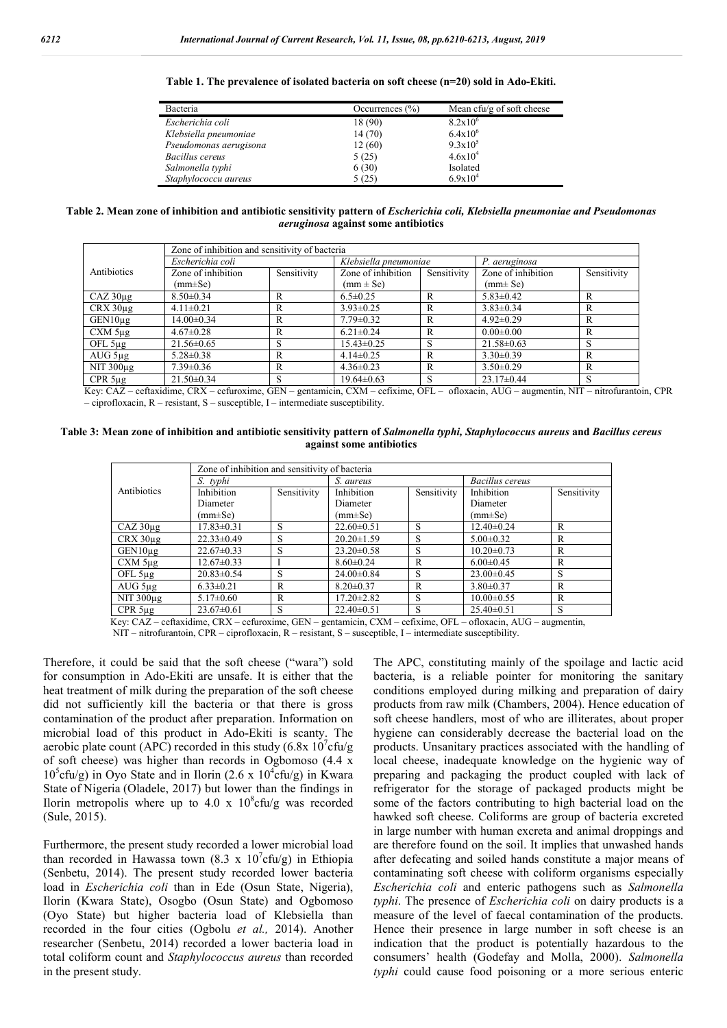**Table 1. The prevalence of isolated bacteria on soft cheese (n=20) sold in Ado-Ekiti.**

| Bacteria | Occurrences (%) | Mean cfu/g of soft cheese |
|---|---|---|
| *Escherichia coli* | 18 (90) | $8.2x10^6$ |
| *Klebsiella pneumoniae* | 14 (70) | $6.4x10^6$ |
| *Pseudomonas aerugisona* | 12 (60) | $9.3x10^5$ |
| *Bacilus cereus* | 5 (25) | $4.6x10^4$ |
| *Salmonella typhi* | 6 (30) | Isolated |
| *Staphylococcu aureus* | 5 (25) | $6.9x10^4$ |

**Table 2. Mean zone of inhibition and antibiotic sensitivity pattern of *Escherichia coli, Klebsiella pneumoniae and Pseudomonas aeruginosa* against some antibiotics**

| Antibiotics | Zone of inhibition and sensitivity of bacteria | | | | | |
|---|---|---|---|---|---|---|
| | *Escherichia coli* | | *Klebsiella pneumoniae* | | *P. aeruginosa* | |
| | Zone of inhibition (mm±Se) | Sensitivity | Zone of inhibition (mm ± Se) | Sensitivity | Zone of inhibition (mm± Se) | Sensitivity |
| CAZ 30μg | 8.50±0.34 | R | 6.5±0.25 | R | 5.83±0.42 | R |
| CRX 30μg | 4.11±0.21 | R | 3.93±0.25 | R | 3.83±0.34 | R |
| GEN10μg | 14.00±0.34 | R | 7.79±0.32 | R | 4.92±0.29 | R |
| CXM 5μg | 4.67±0.28 | R | 6.21±0.24 | R | 0.00±0.00 | R |
| OFL 5μg | 21.56±0.65 | S | 15.43±0.25 | S | 21.58±0.63 | S |
| AUG 5μg | 5.28±0.38 | R | 4.14±0.25 | R | 3.30±0.39 | R |
| NIT 300μg | 7.39±0.36 | R | 4.36±0.23 | R | 3.50±0.29 | R |
| CPR 5μg | 21.50±0.34 | S | 19.64±0.63 | S | 23.17±0.44 | S |

Key: CAZ – ceftaxidime, CRX – cefuroxime, GEN – gentamicin, CXM – cefixime, OFL – ofloxacin, AUG – augmentin, NIT – nitrofurantoin, CPR – ciprofloxacin, R – resistant, S – susceptible, I – intermediate susceptibility.

**Table 3: Mean zone of inhibition and antibiotic sensitivity pattern of *Salmonella typhi, Staphylococcus aureus* and *Bacillus cereus* against some antibiotics**

| Antibiotics | Zone of inhibition and sensitivity of bacteria | | | | | |
|---|---|---|---|---|---|---|
| | *S. typhi* | | *S. aureus* | | *Bacillus cereus* | |
| | Inhibition Diameter (mm±Se) | Sensitivity | Inhibition Diameter (mm±Se) | Sensitivity | Inhibition Diameter (mm±Se) | Sensitivity |
| CAZ 30μg | 17.83±0.31 | S | 22.60±0.51 | S | 12.40±0.24 | R |
| CRX 30μg | 22.33±0.49 | S | 20.20±1.59 | S | 5.00±0.32 | R |
| GEN10μg | 22.67±0.33 | S | 23.20±0.58 | S | 10.20±0.73 | R |
| CXM 5μg | 12.67±0.33 | I | 8.60±0.24 | R | 6.00±0.45 | R |
| OFL 5μg | 20.83±0.54 | S | 24.00±0.84 | S | 23.00±0.45 | S |
| AUG 5μg | 6.33±0.21 | R | 8.20±0.37 | R | 3.80±0.37 | R |
| NIT 300μg | 5.17±0.60 | R | 17.20±2.82 | S | 10.00±0.55 | R |
| CPR 5μg | 23.67±0.61 | S | 22.40±0.51 | S | 25.40±0.51 | S |

Key: CAZ – ceftaxidime, CRX – cefuroxime, GEN – gentamicin, CXM – cefixime, OFL – ofloxacin, AUG – augmentin, NIT – nitrofurantoin, CPR – ciprofloxacin, R – resistant, S – susceptible, I – intermediate susceptibility.

Therefore, it could be said that the soft cheese ("wara") sold for consumption in Ado-Ekiti are unsafe. It is either that the heat treatment of milk during the preparation of the soft cheese did not sufficiently kill the bacteria or that there is gross contamination of the product after preparation. Information on microbial load of this product in Ado-Ekiti is scanty. The aerobic plate count (APC) recorded in this study ($6.8x\ 10^7$cfu/g of soft cheese) was higher than records in Ogbomoso ($4.4\ x\ 10^5$cfu/g) in Oyo State and in Ilorin ($2.6\ x\ 10^4$cfu/g) in Kwara State of Nigeria (Oladele, 2017) but lower than the findings in Ilorin metropolis where up to $4.0\ x\ 10^8$cfu/g was recorded (Sule, 2015).

Furthermore, the present study recorded a lower microbial load than recorded in Hawassa town ($8.3\ x\ 10^7$cfu/g) in Ethiopia (Senbetu, 2014). The present study recorded lower bacteria load in *Escherichia coli* than in Ede (Osun State, Nigeria), Ilorin (Kwara State), Osogbo (Osun State) and Ogbomoso (Oyo State) but higher bacteria load of Klebsiella than recorded in the four cities (Ogbolu *et al.,* 2014). Another researcher (Senbetu, 2014) recorded a lower bacteria load in total coliform count and *Staphylococcus aureus* than recorded in the present study.

The APC, constituting mainly of the spoilage and lactic acid bacteria, is a reliable pointer for monitoring the sanitary conditions employed during milking and preparation of dairy products from raw milk (Chambers, 2004). Hence education of soft cheese handlers, most of who are illiterates, about proper hygiene can considerably decrease the bacterial load on the products. Unsanitary practices associated with the handling of local cheese, inadequate knowledge on the hygienic way of preparing and packaging the product coupled with lack of refrigerator for the storage of packaged products might be some of the factors contributing to high bacterial load on the hawked soft cheese. Coliforms are group of bacteria excreted in large number with human excreta and animal droppings and are therefore found on the soil. It implies that unwashed hands after defecating and soiled hands constitute a major means of contaminating soft cheese with coliform organisms especially *Escherichia coli* and enteric pathogens such as *Salmonella typhi*. The presence of *Escherichia coli* on dairy products is a measure of the level of faecal contamination of the products. Hence their presence in large number in soft cheese is an indication that the product is potentially hazardous to the consumers' health (Godefay and Molla, 2000). *Salmonella typhi* could cause food poisoning or a more serious enteric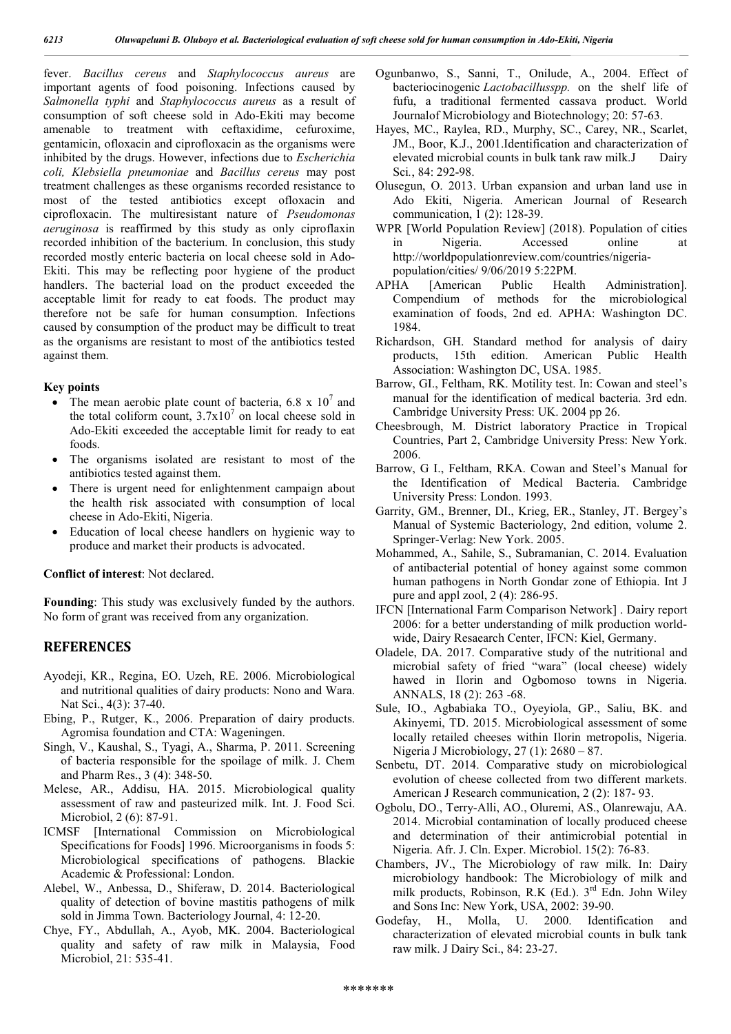fever. *Bacillus cereus* and *Staphylococcus aureus* are important agents of food poisoning. Infections caused by *Salmonella typhi* and *Staphylococcus aureus* as a result of consumption of soft cheese sold in Ado-Ekiti may become amenable to treatment with ceftaxidime, cefuroxime, gentamicin, ofloxacin and ciprofloxacin as the organisms were inhibited by the drugs. However, infections due to *Escherichia coli, Klebsiella pneumoniae* and *Bacillus cereus* may post treatment challenges as these organisms recorded resistance to most of the tested antibiotics except ofloxacin and ciprofloxacin. The multiresistant nature of *Pseudomonas aeruginosa* is reaffirmed by this study as only ciproflaxin recorded inhibition of the bacterium. In conclusion, this study recorded mostly enteric bacteria on local cheese sold in Ado-Ekiti. This may be reflecting poor hygiene of the product handlers. The bacterial load on the product exceeded the acceptable limit for ready to eat foods. The product may therefore not be safe for human consumption. Infections caused by consumption of the product may be difficult to treat as the organisms are resistant to most of the antibiotics tested against them.

**Key points**

- The mean aerobic plate count of bacteria, $6.8 \times 10^7$ and the total coliform count, $3.7 \times 10^7$ on local cheese sold in Ado-Ekiti exceeded the acceptable limit for ready to eat foods.
- The organisms isolated are resistant to most of the antibiotics tested against them.
- There is urgent need for enlightenment campaign about the health risk associated with consumption of local cheese in Ado-Ekiti, Nigeria.
- Education of local cheese handlers on hygienic way to produce and market their products is advocated.

**Conflict of interest**: Not declared.

**Founding**: This study was exclusively funded by the authors. No form of grant was received from any organization.

## REFERENCES

Ayodeji, KR., Regina, EO. Uzeh, RE. 2006. Microbiological and nutritional qualities of dairy products: Nono and Wara. Nat Sci., 4(3): 37-40.

Ebing, P., Rutger, K., 2006. Preparation of dairy products. Agromisa foundation and CTA: Wageningen.

Singh, V., Kaushal, S., Tyagi, A., Sharma, P. 2011. Screening of bacteria responsible for the spoilage of milk. J. Chem and Pharm Res., 3 (4): 348-50.

Melese, AR., Addisu, HA. 2015. Microbiological quality assessment of raw and pasteurized milk. Int. J. Food Sci. Microbiol, 2 (6): 87-91.

ICMSF [International Commission on Microbiological Specifications for Foods] 1996. Microorganisms in foods 5: Microbiological specifications of pathogens. Blackie Academic & Professional: London.

Alebel, W., Anbessa, D., Shiferaw, D. 2014. Bacteriological quality of detection of bovine mastitis pathogens of milk sold in Jimma Town. Bacteriology Journal, 4: 12-20.

Chye, FY., Abdullah, A., Ayob, MK. 2004. Bacteriological quality and safety of raw milk in Malaysia, Food Microbiol, 21: 535-41.

Ogunbanwo, S., Sanni, T., Onilude, A., 2004. Effect of bacteriocinogenic *Lactobacillusspp.* on the shelf life of fufu, a traditional fermented cassava product. World Journalof Microbiology and Biotechnology; 20: 57-63.

Hayes, MC., Raylea, RD., Murphy, SC., Carey, NR., Scarlet, JM., Boor, K.J., 2001.Identification and characterization of elevated microbial counts in bulk tank raw milk.J Dairy Sci., 84: 292-98.

Olusegun, O. 2013. Urban expansion and urban land use in Ado Ekiti, Nigeria. American Journal of Research communication, 1 (2): 128-39.

WPR [World Population Review] (2018). Population of cities in Nigeria. Accessed online at http://worldpopulationreview.com/countries/nigeria-population/cities/ 9/06/2019 5:22PM.

APHA [American Public Health Administration]. Compendium of methods for the microbiological examination of foods, 2nd ed. APHA: Washington DC. 1984.

Richardson, GH. Standard method for analysis of dairy products, 15th edition. American Public Health Association: Washington DC, USA. 1985.

Barrow, GI., Feltham, RK. Motility test. In: Cowan and steel's manual for the identification of medical bacteria. 3rd edn. Cambridge University Press: UK. 2004 pp 26.

Cheesbrough, M. District laboratory Practice in Tropical Countries, Part 2, Cambridge University Press: New York. 2006.

Barrow, G I., Feltham, RKA. Cowan and Steel's Manual for the Identification of Medical Bacteria. Cambridge University Press: London. 1993.

Garrity, GM., Brenner, DI., Krieg, ER., Stanley, JT. Bergey's Manual of Systemic Bacteriology, 2nd edition, volume 2. Springer-Verlag: New York. 2005.

Mohammed, A., Sahile, S., Subramanian, C. 2014. Evaluation of antibacterial potential of honey against some common human pathogens in North Gondar zone of Ethiopia. Int J pure and appl zool, 2 (4): 286-95.

IFCN [International Farm Comparison Network] . Dairy report 2006: for a better understanding of milk production world-wide, Dairy Resaearch Center, IFCN: Kiel, Germany.

Oladele, DA. 2017. Comparative study of the nutritional and microbial safety of fried "wara" (local cheese) widely hawed in Ilorin and Ogbomoso towns in Nigeria. ANNALS, 18 (2): 263 -68.

Sule, IO., Agbabiaka TO., Oyeyiola, GP., Saliu, BK. and Akinyemi, TD. 2015. Microbiological assessment of some locally retailed cheeses within Ilorin metropolis, Nigeria. Nigeria J Microbiology, 27 (1): 2680 – 87.

Senbetu, DT. 2014. Comparative study on microbiological evolution of cheese collected from two different markets. American J Research communication, 2 (2): 187- 93.

Ogbolu, DO., Terry-Alli, AO., Oluremi, AS., Olanrewaju, AA. 2014. Microbial contamination of locally produced cheese and determination of their antimicrobial potential in Nigeria. Afr. J. Cln. Exper. Microbiol. 15(2): 76-83.

Chambers, JV., The Microbiology of raw milk. In: Dairy microbiology handbook: The Microbiology of milk and milk products, Robinson, R.K (Ed.). 3rd Edn. John Wiley and Sons Inc: New York, USA, 2002: 39-90.

Godefay, H., Molla, U. 2000. Identification and characterization of elevated microbial counts in bulk tank raw milk. J Dairy Sci., 84: 23-27.

\*\*\*\*\*\*\*